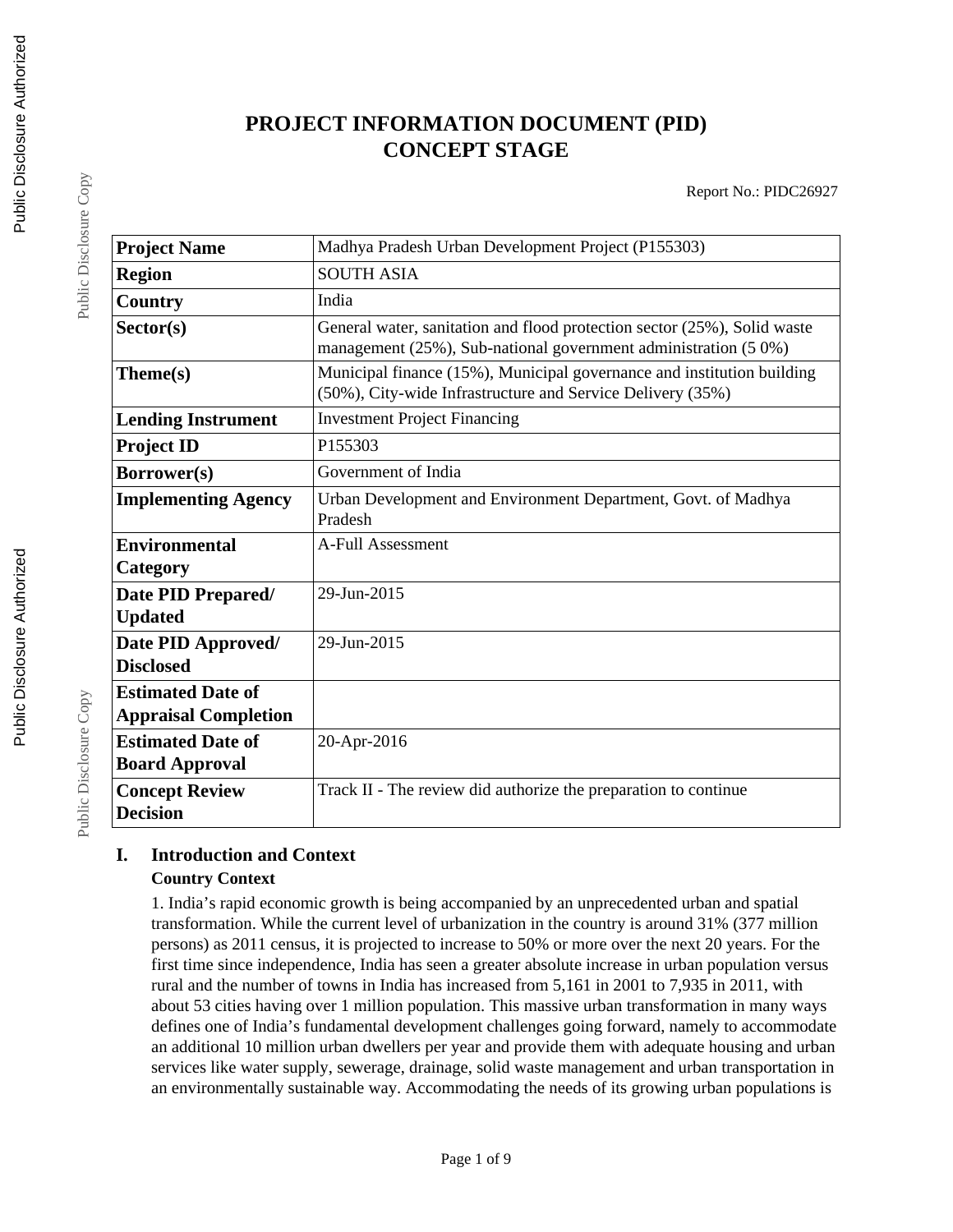# PROJECT INFORMATION DOCUMENT (PID) CONCEPT STAGE

Report No.: PIDC26927

| Project Name | Madhya Pradesh Urban Development Project (P155303) |
|---|---|
| Region | SOUTH ASIA |
| Country | India |
| Sector(s) | General water, sanitation and flood protection sector (25%), Solid waste management (25%), Sub-national government administration (5 0%) |
| Theme(s) | Municipal finance (15%), Municipal governance and institution building (50%), City-wide Infrastructure and Service Delivery (35%) |
| Lending Instrument | Investment Project Financing |
| Project ID | P155303 |
| Borrower(s) | Government of India |
| Implementing Agency | Urban Development and Environment Department, Govt. of Madhya Pradesh |
| Environmental Category | A-Full Assessment |
| Date PID Prepared/ Updated | 29-Jun-2015 |
| Date PID Approved/ Disclosed | 29-Jun-2015 |
| Estimated Date of Appraisal Completion | |
| Estimated Date of Board Approval | 20-Apr-2016 |
| Concept Review Decision | Track II - The review did authorize the preparation to continue |

## I. Introduction and Context

### Country Context

1. India's rapid economic growth is being accompanied by an unprecedented urban and spatial transformation. While the current level of urbanization in the country is around 31% (377 million persons) as 2011 census, it is projected to increase to 50% or more over the next 20 years. For the first time since independence, India has seen a greater absolute increase in urban population versus rural and the number of towns in India has increased from 5,161 in 2001 to 7,935 in 2011, with about 53 cities having over 1 million population. This massive urban transformation in many ways defines one of India's fundamental development challenges going forward, namely to accommodate an additional 10 million urban dwellers per year and provide them with adequate housing and urban services like water supply, sewerage, drainage, solid waste management and urban transportation in an environmentally sustainable way. Accommodating the needs of its growing urban populations is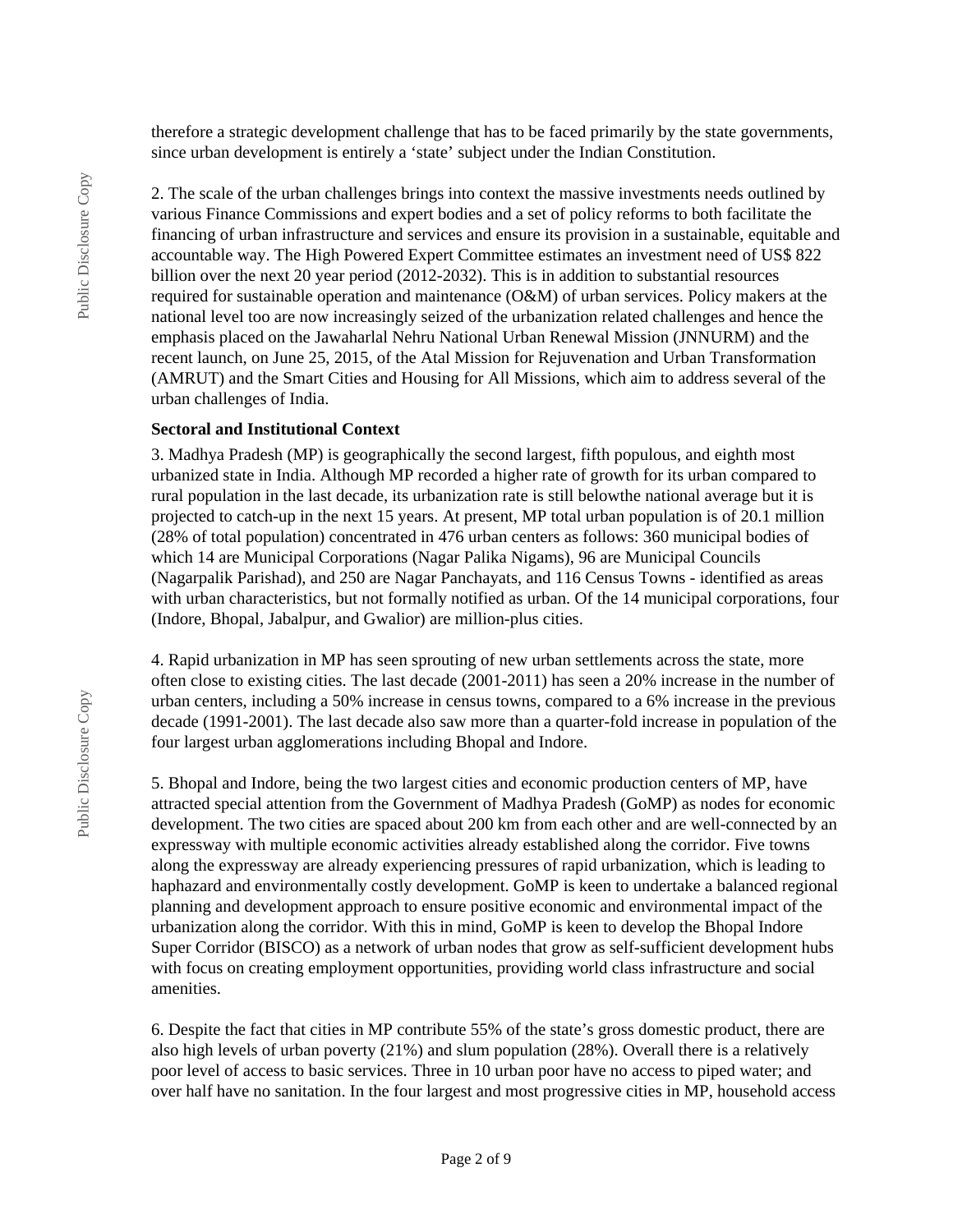therefore a strategic development challenge that has to be faced primarily by the state governments, since urban development is entirely a 'state' subject under the Indian Constitution.

2. The scale of the urban challenges brings into context the massive investments needs outlined by various Finance Commissions and expert bodies and a set of policy reforms to both facilitate the financing of urban infrastructure and services and ensure its provision in a sustainable, equitable and accountable way. The High Powered Expert Committee estimates an investment need of US$ 822 billion over the next 20 year period (2012-2032). This is in addition to substantial resources required for sustainable operation and maintenance (O&M) of urban services. Policy makers at the national level too are now increasingly seized of the urbanization related challenges and hence the emphasis placed on the Jawaharlal Nehru National Urban Renewal Mission (JNNURM) and the recent launch, on June 25, 2015, of the Atal Mission for Rejuvenation and Urban Transformation (AMRUT) and the Smart Cities and Housing for All Missions, which aim to address several of the urban challenges of India.

**Sectoral and Institutional Context**

3. Madhya Pradesh (MP) is geographically the second largest, fifth populous, and eighth most urbanized state in India. Although MP recorded a higher rate of growth for its urban compared to rural population in the last decade, its urbanization rate is still belowthe national average but it is projected to catch-up in the next 15 years. At present, MP total urban population is of 20.1 million (28% of total population) concentrated in 476 urban centers as follows: 360 municipal bodies of which 14 are Municipal Corporations (Nagar Palika Nigams), 96 are Municipal Councils (Nagarpalik Parishad), and 250 are Nagar Panchayats, and 116 Census Towns - identified as areas with urban characteristics, but not formally notified as urban. Of the 14 municipal corporations, four (Indore, Bhopal, Jabalpur, and Gwalior) are million-plus cities.

4. Rapid urbanization in MP has seen sprouting of new urban settlements across the state, more often close to existing cities. The last decade (2001-2011) has seen a 20% increase in the number of urban centers, including a 50% increase in census towns, compared to a 6% increase in the previous decade (1991-2001). The last decade also saw more than a quarter-fold increase in population of the four largest urban agglomerations including Bhopal and Indore.

5. Bhopal and Indore, being the two largest cities and economic production centers of MP, have attracted special attention from the Government of Madhya Pradesh (GoMP) as nodes for economic development. The two cities are spaced about 200 km from each other and are well-connected by an expressway with multiple economic activities already established along the corridor. Five towns along the expressway are already experiencing pressures of rapid urbanization, which is leading to haphazard and environmentally costly development. GoMP is keen to undertake a balanced regional planning and development approach to ensure positive economic and environmental impact of the urbanization along the corridor. With this in mind, GoMP is keen to develop the Bhopal Indore Super Corridor (BISCO) as a network of urban nodes that grow as self-sufficient development hubs with focus on creating employment opportunities, providing world class infrastructure and social amenities.

6. Despite the fact that cities in MP contribute 55% of the state's gross domestic product, there are also high levels of urban poverty (21%) and slum population (28%). Overall there is a relatively poor level of access to basic services. Three in 10 urban poor have no access to piped water; and over half have no sanitation. In the four largest and most progressive cities in MP, household access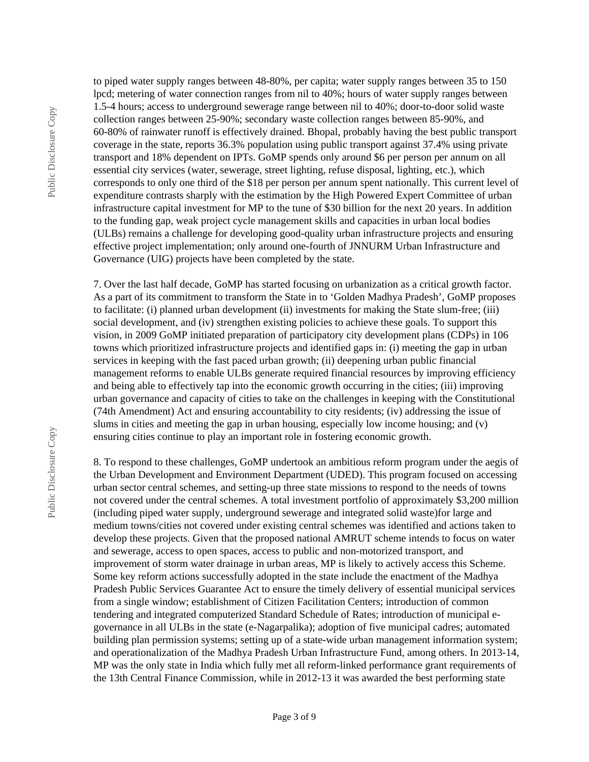to piped water supply ranges between 48-80%, per capita; water supply ranges between 35 to 150 lpcd; metering of water connection ranges from nil to 40%; hours of water supply ranges between 1.5-4 hours; access to underground sewerage range between nil to 40%; door-to-door solid waste collection ranges between 25-90%; secondary waste collection ranges between 85-90%, and 60-80% of rainwater runoff is effectively drained. Bhopal, probably having the best public transport coverage in the state, reports 36.3% population using public transport against 37.4% using private transport and 18% dependent on IPTs. GoMP spends only around $6 per person per annum on all essential city services (water, sewerage, street lighting, refuse disposal, lighting, etc.), which corresponds to only one third of the $18 per person per annum spent nationally. This current level of expenditure contrasts sharply with the estimation by the High Powered Expert Committee of urban infrastructure capital investment for MP to the tune of $30 billion for the next 20 years. In addition to the funding gap, weak project cycle management skills and capacities in urban local bodies (ULBs) remains a challenge for developing good-quality urban infrastructure projects and ensuring effective project implementation; only around one-fourth of JNNURM Urban Infrastructure and Governance (UIG) projects have been completed by the state.

7. Over the last half decade, GoMP has started focusing on urbanization as a critical growth factor. As a part of its commitment to transform the State in to 'Golden Madhya Pradesh', GoMP proposes to facilitate: (i) planned urban development (ii) investments for making the State slum-free; (iii) social development, and (iv) strengthen existing policies to achieve these goals. To support this vision, in 2009 GoMP initiated preparation of participatory city development plans (CDPs) in 106 towns which prioritized infrastructure projects and identified gaps in: (i) meeting the gap in urban services in keeping with the fast paced urban growth; (ii) deepening urban public financial management reforms to enable ULBs generate required financial resources by improving efficiency and being able to effectively tap into the economic growth occurring in the cities; (iii) improving urban governance and capacity of cities to take on the challenges in keeping with the Constitutional (74th Amendment) Act and ensuring accountability to city residents; (iv) addressing the issue of slums in cities and meeting the gap in urban housing, especially low income housing; and (v) ensuring cities continue to play an important role in fostering economic growth.

8. To respond to these challenges, GoMP undertook an ambitious reform program under the aegis of the Urban Development and Environment Department (UDED). This program focused on accessing urban sector central schemes, and setting-up three state missions to respond to the needs of towns not covered under the central schemes. A total investment portfolio of approximately $3,200 million (including piped water supply, underground sewerage and integrated solid waste)for large and medium towns/cities not covered under existing central schemes was identified and actions taken to develop these projects. Given that the proposed national AMRUT scheme intends to focus on water and sewerage, access to open spaces, access to public and non-motorized transport, and improvement of storm water drainage in urban areas, MP is likely to actively access this Scheme. Some key reform actions successfully adopted in the state include the enactment of the Madhya Pradesh Public Services Guarantee Act to ensure the timely delivery of essential municipal services from a single window; establishment of Citizen Facilitation Centers; introduction of common tendering and integrated computerized Standard Schedule of Rates; introduction of municipal e-governance in all ULBs in the state (e-Nagarpalika); adoption of five municipal cadres; automated building plan permission systems; setting up of a state-wide urban management information system; and operationalization of the Madhya Pradesh Urban Infrastructure Fund, among others. In 2013-14, MP was the only state in India which fully met all reform-linked performance grant requirements of the 13th Central Finance Commission, while in 2012-13 it was awarded the best performing state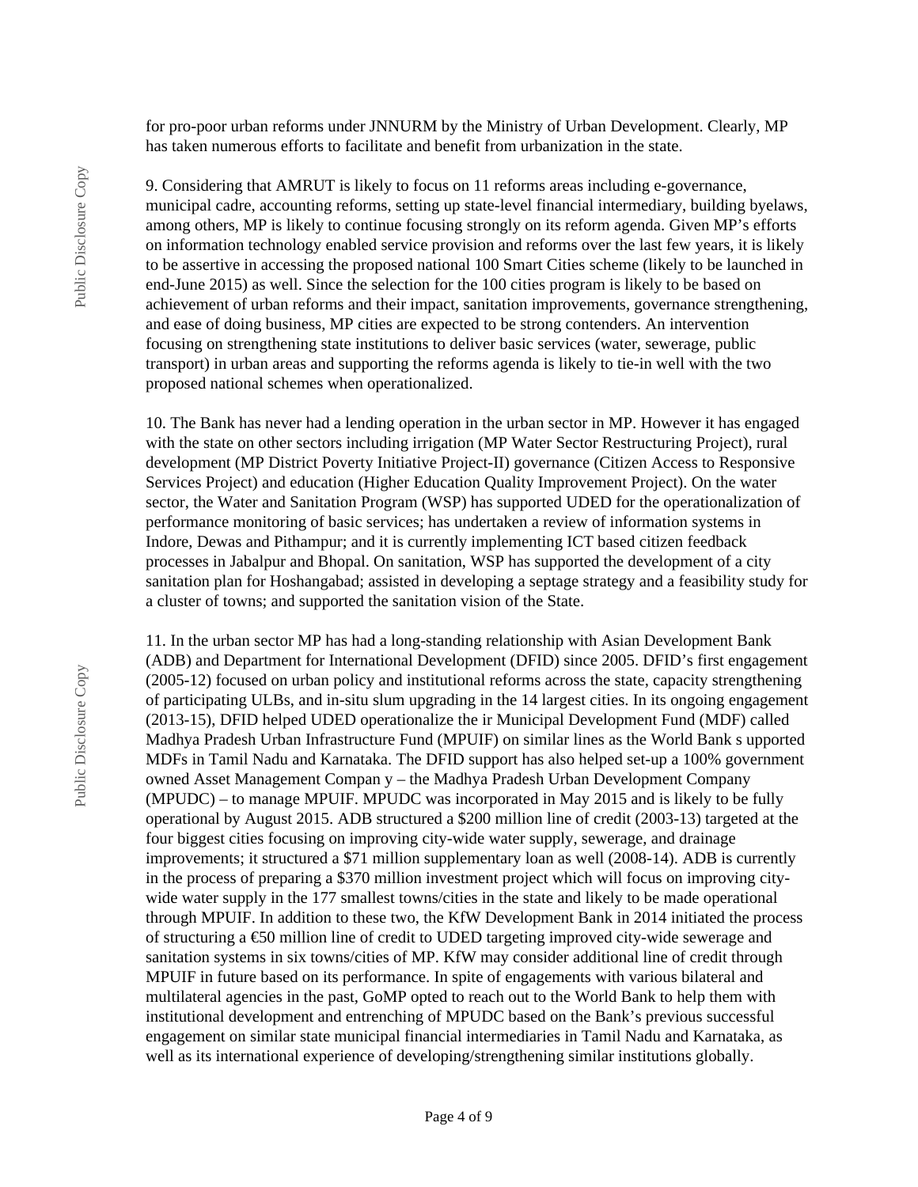for pro-poor urban reforms under JNNURM by the Ministry of Urban Development. Clearly, MP has taken numerous efforts to facilitate and benefit from urbanization in the state.

9. Considering that AMRUT is likely to focus on 11 reforms areas including e-governance, municipal cadre, accounting reforms, setting up state-level financial intermediary, building byelaws, among others, MP is likely to continue focusing strongly on its reform agenda. Given MP's efforts on information technology enabled service provision and reforms over the last few years, it is likely to be assertive in accessing the proposed national 100 Smart Cities scheme (likely to be launched in end-June 2015) as well. Since the selection for the 100 cities program is likely to be based on achievement of urban reforms and their impact, sanitation improvements, governance strengthening, and ease of doing business, MP cities are expected to be strong contenders. An intervention focusing on strengthening state institutions to deliver basic services (water, sewerage, public transport) in urban areas and supporting the reforms agenda is likely to tie-in well with the two proposed national schemes when operationalized.

10. The Bank has never had a lending operation in the urban sector in MP. However it has engaged with the state on other sectors including irrigation (MP Water Sector Restructuring Project), rural development (MP District Poverty Initiative Project-II) governance (Citizen Access to Responsive Services Project) and education (Higher Education Quality Improvement Project). On the water sector, the Water and Sanitation Program (WSP) has supported UDED for the operationalization of performance monitoring of basic services; has undertaken a review of information systems in Indore, Dewas and Pithampur; and it is currently implementing ICT based citizen feedback processes in Jabalpur and Bhopal. On sanitation, WSP has supported the development of a city sanitation plan for Hoshangabad; assisted in developing a septage strategy and a feasibility study for a cluster of towns; and supported the sanitation vision of the State.

11. In the urban sector MP has had a long-standing relationship with Asian Development Bank (ADB) and Department for International Development (DFID) since 2005. DFID's first engagement (2005-12) focused on urban policy and institutional reforms across the state, capacity strengthening of participating ULBs, and in-situ slum upgrading in the 14 largest cities. In its ongoing engagement (2013-15), DFID helped UDED operationalize the ir Municipal Development Fund (MDF) called Madhya Pradesh Urban Infrastructure Fund (MPUIF) on similar lines as the World Bank s upported MDFs in Tamil Nadu and Karnataka. The DFID support has also helped set-up a 100% government owned Asset Management Compan y – the Madhya Pradesh Urban Development Company (MPUDC) – to manage MPUIF. MPUDC was incorporated in May 2015 and is likely to be fully operational by August 2015. ADB structured a $200 million line of credit (2003-13) targeted at the four biggest cities focusing on improving city-wide water supply, sewerage, and drainage improvements; it structured a $71 million supplementary loan as well (2008-14). ADB is currently in the process of preparing a $370 million investment project which will focus on improving city-wide water supply in the 177 smallest towns/cities in the state and likely to be made operational through MPUIF. In addition to these two, the KfW Development Bank in 2014 initiated the process of structuring a €50 million line of credit to UDED targeting improved city-wide sewerage and sanitation systems in six towns/cities of MP. KfW may consider additional line of credit through MPUIF in future based on its performance. In spite of engagements with various bilateral and multilateral agencies in the past, GoMP opted to reach out to the World Bank to help them with institutional development and entrenching of MPUDC based on the Bank's previous successful engagement on similar state municipal financial intermediaries in Tamil Nadu and Karnataka, as well as its international experience of developing/strengthening similar institutions globally.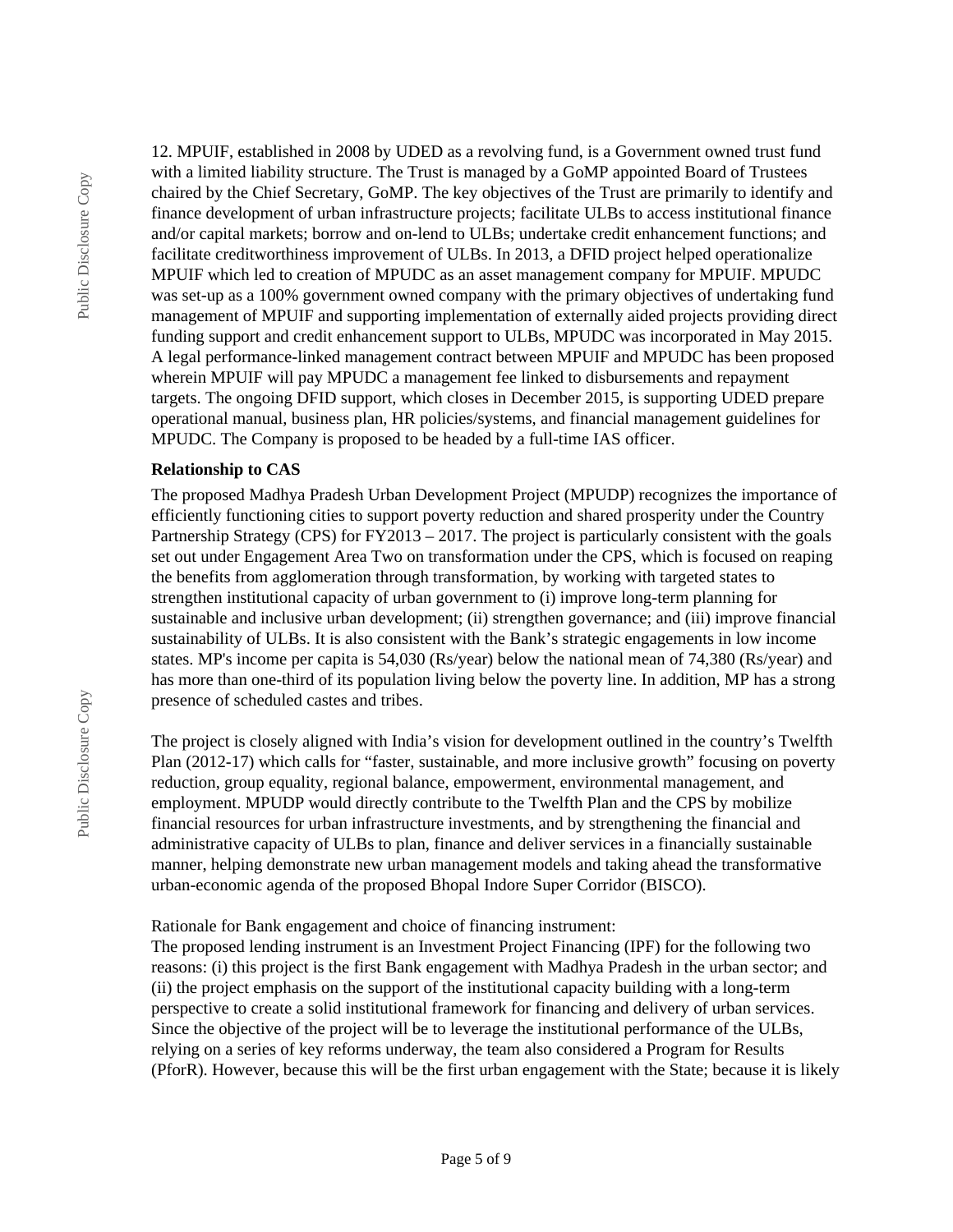12. MPUIF, established in 2008 by UDED as a revolving fund, is a Government owned trust fund with a limited liability structure. The Trust is managed by a GoMP appointed Board of Trustees chaired by the Chief Secretary, GoMP. The key objectives of the Trust are primarily to identify and finance development of urban infrastructure projects; facilitate ULBs to access institutional finance and/or capital markets; borrow and on-lend to ULBs; undertake credit enhancement functions; and facilitate creditworthiness improvement of ULBs. In 2013, a DFID project helped operationalize MPUIF which led to creation of MPUDC as an asset management company for MPUIF. MPUDC was set-up as a 100% government owned company with the primary objectives of undertaking fund management of MPUIF and supporting implementation of externally aided projects providing direct funding support and credit enhancement support to ULBs, MPUDC was incorporated in May 2015. A legal performance-linked management contract between MPUIF and MPUDC has been proposed wherein MPUIF will pay MPUDC a management fee linked to disbursements and repayment targets. The ongoing DFID support, which closes in December 2015, is supporting UDED prepare operational manual, business plan, HR policies/systems, and financial management guidelines for MPUDC. The Company is proposed to be headed by a full-time IAS officer.

**Relationship to CAS**

The proposed Madhya Pradesh Urban Development Project (MPUDP) recognizes the importance of efficiently functioning cities to support poverty reduction and shared prosperity under the Country Partnership Strategy (CPS) for FY2013 – 2017. The project is particularly consistent with the goals set out under Engagement Area Two on transformation under the CPS, which is focused on reaping the benefits from agglomeration through transformation, by working with targeted states to strengthen institutional capacity of urban government to (i) improve long-term planning for sustainable and inclusive urban development; (ii) strengthen governance; and (iii) improve financial sustainability of ULBs. It is also consistent with the Bank's strategic engagements in low income states. MP's income per capita is 54,030 (Rs/year) below the national mean of 74,380 (Rs/year) and has more than one-third of its population living below the poverty line. In addition, MP has a strong presence of scheduled castes and tribes.

The project is closely aligned with India's vision for development outlined in the country's Twelfth Plan (2012-17) which calls for "faster, sustainable, and more inclusive growth" focusing on poverty reduction, group equality, regional balance, empowerment, environmental management, and employment. MPUDP would directly contribute to the Twelfth Plan and the CPS by mobilize financial resources for urban infrastructure investments, and by strengthening the financial and administrative capacity of ULBs to plan, finance and deliver services in a financially sustainable manner, helping demonstrate new urban management models and taking ahead the transformative urban-economic agenda of the proposed Bhopal Indore Super Corridor (BISCO).

Rationale for Bank engagement and choice of financing instrument:

The proposed lending instrument is an Investment Project Financing (IPF) for the following two reasons: (i) this project is the first Bank engagement with Madhya Pradesh in the urban sector; and (ii) the project emphasis on the support of the institutional capacity building with a long-term perspective to create a solid institutional framework for financing and delivery of urban services. Since the objective of the project will be to leverage the institutional performance of the ULBs, relying on a series of key reforms underway, the team also considered a Program for Results (PforR). However, because this will be the first urban engagement with the State; because it is likely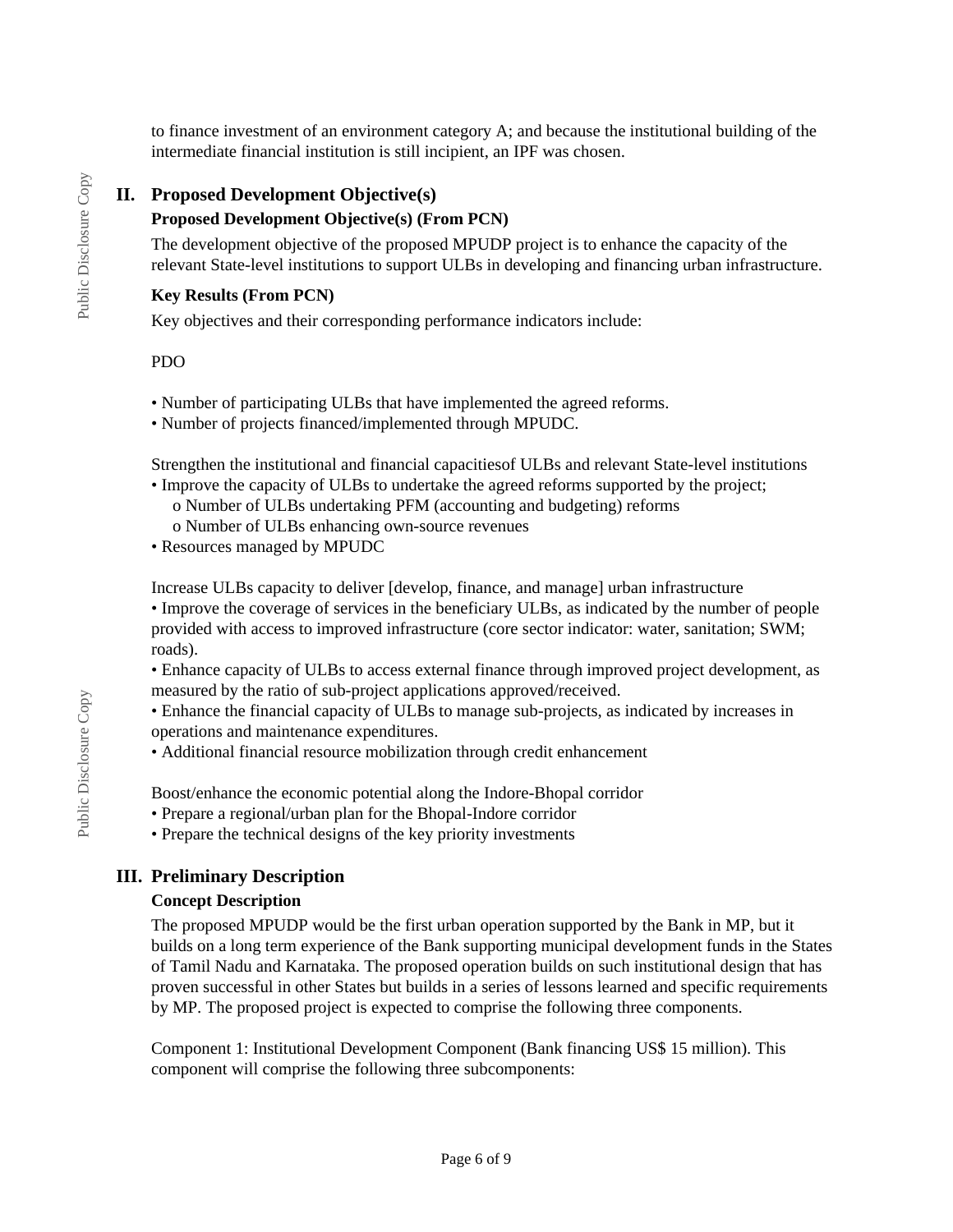to finance investment of an environment category A; and because the institutional building of the intermediate financial institution is still incipient, an IPF was chosen.

## II. Proposed Development Objective(s)

### Proposed Development Objective(s) (From PCN)

The development objective of the proposed MPUDP project is to enhance the capacity of the relevant State-level institutions to support ULBs in developing and financing urban infrastructure.

### Key Results (From PCN)

Key objectives and their corresponding performance indicators include:

PDO

- Number of participating ULBs that have implemented the agreed reforms.
- Number of projects financed/implemented through MPUDC.

Strengthen the institutional and financial capacitiesof ULBs and relevant State-level institutions

- Improve the capacity of ULBs to undertake the agreed reforms supported by the project;
  - o Number of ULBs undertaking PFM (accounting and budgeting) reforms
  - o Number of ULBs enhancing own-source revenues
- Resources managed by MPUDC

Increase ULBs capacity to deliver [develop, finance, and manage] urban infrastructure

- Improve the coverage of services in the beneficiary ULBs, as indicated by the number of people provided with access to improved infrastructure (core sector indicator: water, sanitation; SWM; roads).
- Enhance capacity of ULBs to access external finance through improved project development, as measured by the ratio of sub-project applications approved/received.
- Enhance the financial capacity of ULBs to manage sub-projects, as indicated by increases in operations and maintenance expenditures.
- Additional financial resource mobilization through credit enhancement

Boost/enhance the economic potential along the Indore-Bhopal corridor

- Prepare a regional/urban plan for the Bhopal-Indore corridor
- Prepare the technical designs of the key priority investments

## III. Preliminary Description

### Concept Description

The proposed MPUDP would be the first urban operation supported by the Bank in MP, but it builds on a long term experience of the Bank supporting municipal development funds in the States of Tamil Nadu and Karnataka. The proposed operation builds on such institutional design that has proven successful in other States but builds in a series of lessons learned and specific requirements by MP. The proposed project is expected to comprise the following three components.

Component 1: Institutional Development Component (Bank financing US$ 15 million). This component will comprise the following three subcomponents: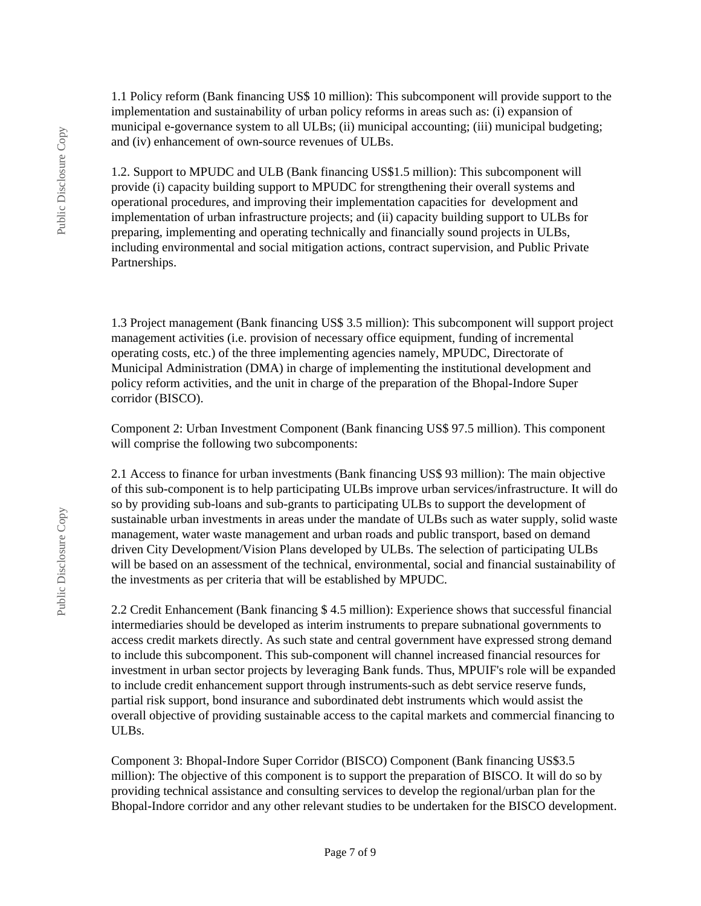1.1 Policy reform (Bank financing US$ 10 million): This subcomponent will provide support to the implementation and sustainability of urban policy reforms in areas such as: (i) expansion of municipal e-governance system to all ULBs; (ii) municipal accounting; (iii) municipal budgeting; and (iv) enhancement of own-source revenues of ULBs.

1.2. Support to MPUDC and ULB (Bank financing US$1.5 million): This subcomponent will provide (i) capacity building support to MPUDC for strengthening their overall systems and operational procedures, and improving their implementation capacities for development and implementation of urban infrastructure projects; and (ii) capacity building support to ULBs for preparing, implementing and operating technically and financially sound projects in ULBs, including environmental and social mitigation actions, contract supervision, and Public Private Partnerships.

1.3 Project management (Bank financing US$ 3.5 million): This subcomponent will support project management activities (i.e. provision of necessary office equipment, funding of incremental operating costs, etc.) of the three implementing agencies namely, MPUDC, Directorate of Municipal Administration (DMA) in charge of implementing the institutional development and policy reform activities, and the unit in charge of the preparation of the Bhopal-Indore Super corridor (BISCO).

Component 2: Urban Investment Component (Bank financing US$ 97.5 million). This component will comprise the following two subcomponents:

2.1 Access to finance for urban investments (Bank financing US$ 93 million): The main objective of this sub-component is to help participating ULBs improve urban services/infrastructure. It will do so by providing sub-loans and sub-grants to participating ULBs to support the development of sustainable urban investments in areas under the mandate of ULBs such as water supply, solid waste management, water waste management and urban roads and public transport, based on demand driven City Development/Vision Plans developed by ULBs. The selection of participating ULBs will be based on an assessment of the technical, environmental, social and financial sustainability of the investments as per criteria that will be established by MPUDC.

2.2 Credit Enhancement (Bank financing $ 4.5 million): Experience shows that successful financial intermediaries should be developed as interim instruments to prepare subnational governments to access credit markets directly. As such state and central government have expressed strong demand to include this subcomponent. This sub-component will channel increased financial resources for investment in urban sector projects by leveraging Bank funds. Thus, MPUIF's role will be expanded to include credit enhancement support through instruments-such as debt service reserve funds, partial risk support, bond insurance and subordinated debt instruments which would assist the overall objective of providing sustainable access to the capital markets and commercial financing to ULBs.

Component 3: Bhopal-Indore Super Corridor (BISCO) Component (Bank financing US$3.5 million): The objective of this component is to support the preparation of BISCO. It will do so by providing technical assistance and consulting services to develop the regional/urban plan for the Bhopal-Indore corridor and any other relevant studies to be undertaken for the BISCO development.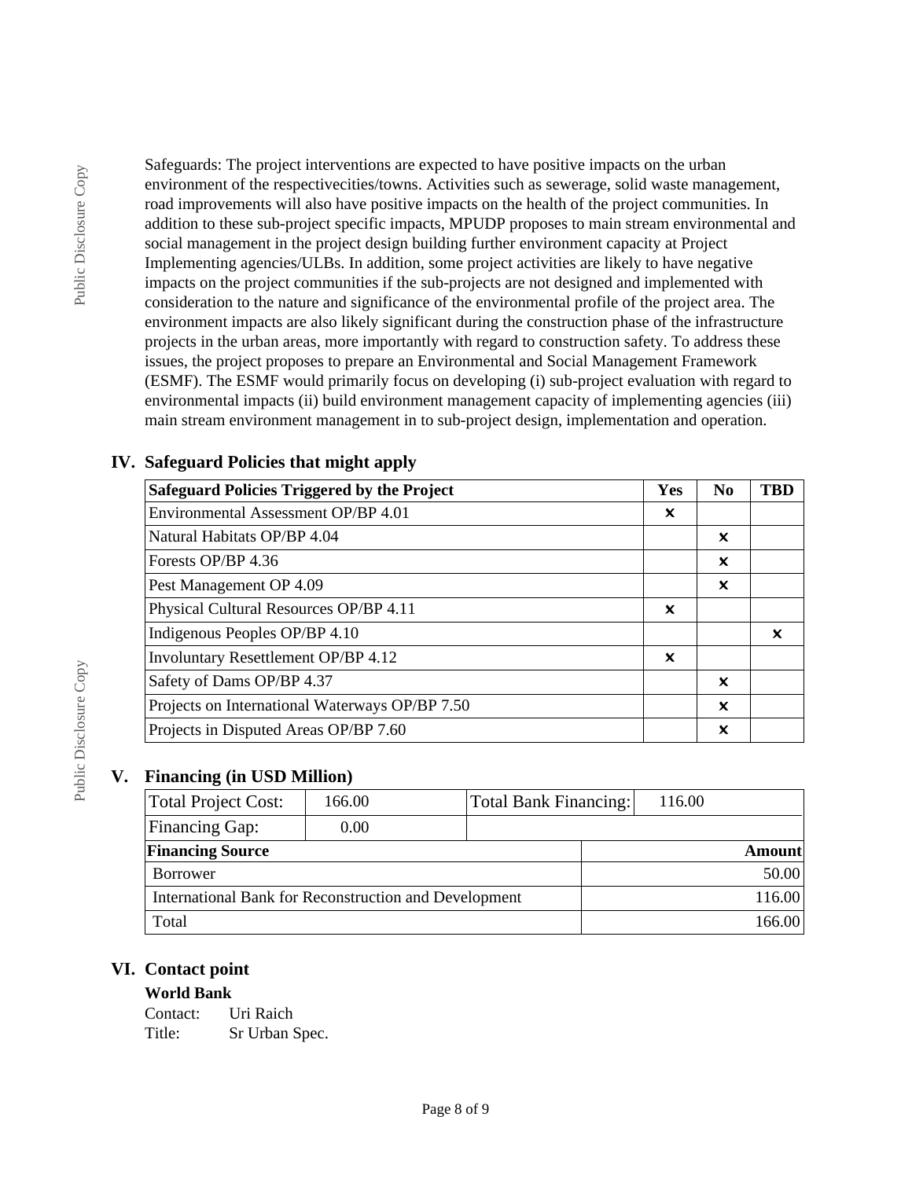Safeguards: The project interventions are expected to have positive impacts on the urban environment of the respectivecities/towns. Activities such as sewerage, solid waste management, road improvements will also have positive impacts on the health of the project communities. In addition to these sub-project specific impacts, MPUDP proposes to main stream environmental and social management in the project design building further environment capacity at Project Implementing agencies/ULBs. In addition, some project activities are likely to have negative impacts on the project communities if the sub-projects are not designed and implemented with consideration to the nature and significance of the environmental profile of the project area. The environment impacts are also likely significant during the construction phase of the infrastructure projects in the urban areas, more importantly with regard to construction safety. To address these issues, the project proposes to prepare an Environmental and Social Management Framework (ESMF). The ESMF would primarily focus on developing (i) sub-project evaluation with regard to environmental impacts (ii) build environment management capacity of implementing agencies (iii) main stream environment management in to sub-project design, implementation and operation.

## IV. Safeguard Policies that might apply

| Safeguard Policies Triggered by the Project | Yes | No | TBD |
|---|---|---|---|
| Environmental Assessment OP/BP 4.01 | ✕ | | |
| Natural Habitats OP/BP 4.04 | | ✕ | |
| Forests OP/BP 4.36 | | ✕ | |
| Pest Management OP 4.09 | | ✕ | |
| Physical Cultural Resources OP/BP 4.11 | ✕ | | |
| Indigenous Peoples OP/BP 4.10 | | | ✕ |
| Involuntary Resettlement OP/BP 4.12 | ✕ | | |
| Safety of Dams OP/BP 4.37 | | ✕ | |
| Projects on International Waterways OP/BP 7.50 | | ✕ | |
| Projects in Disputed Areas OP/BP 7.60 | | ✕ | |

## V. Financing (in USD Million)

| Total Project Cost: | 166.00 | Total Bank Financing: | 116.00 |
|---|---|---|---|
| Financing Gap: | 0.00 | | |

| Financing Source | Amount |
|---|---|
| Borrower | 50.00 |
| International Bank for Reconstruction and Development | 116.00 |
| Total | 166.00 |

## VI. Contact point

**World Bank**

Contact: Uri Raich
Title: Sr Urban Spec.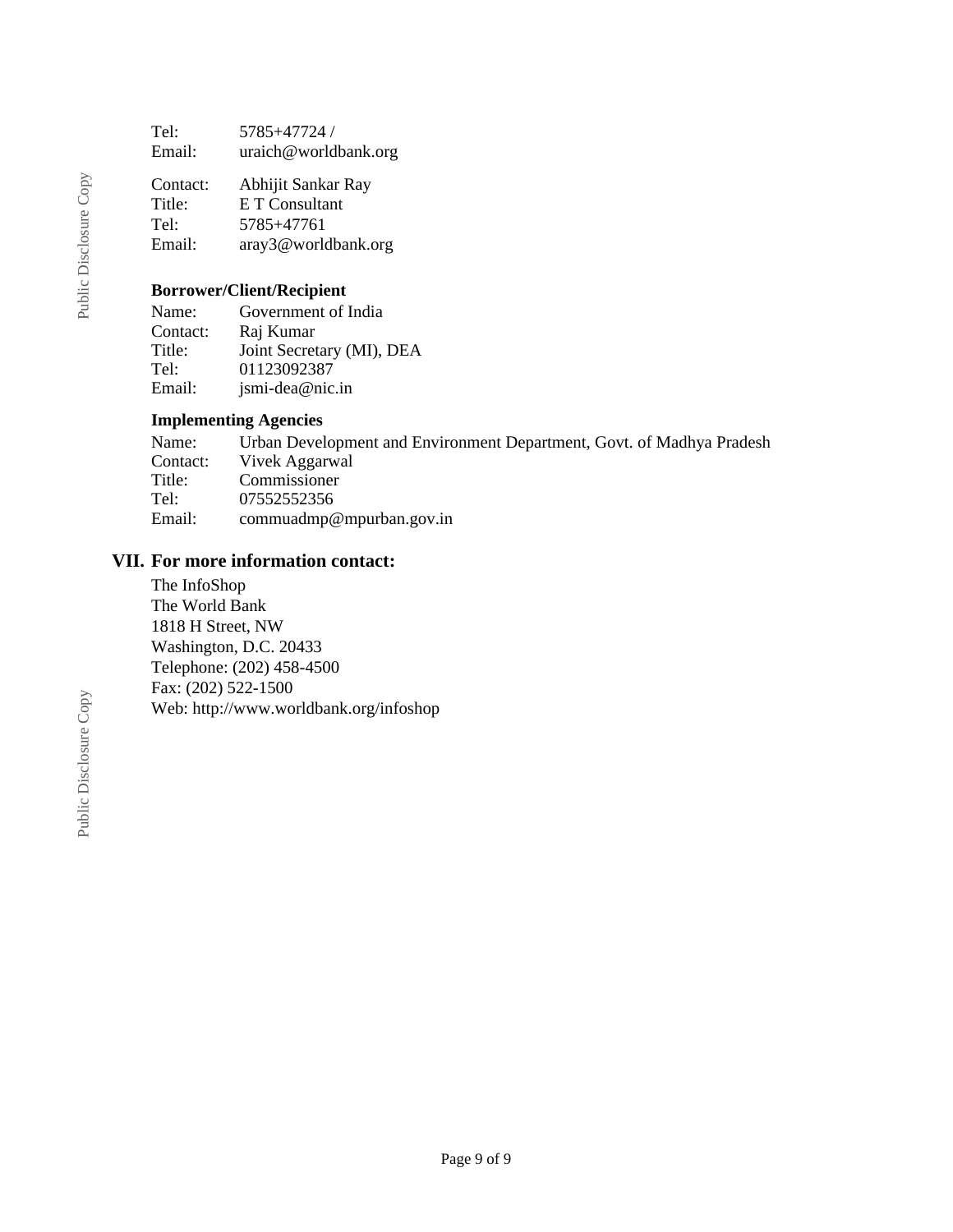Tel: 5785+47724 /
Email: uraich@worldbank.org

Contact: Abhijit Sankar Ray
Title: E T Consultant
Tel: 5785+47761
Email: aray3@worldbank.org

**Borrower/Client/Recipient**

Name: Government of India
Contact: Raj Kumar
Title: Joint Secretary (MI), DEA
Tel: 01123092387
Email: jsmi-dea@nic.in

**Implementing Agencies**

Name: Urban Development and Environment Department, Govt. of Madhya Pradesh
Contact: Vivek Aggarwal
Title: Commissioner
Tel: 07552552356
Email: commuadmp@mpurban.gov.in

## VII. For more information contact:

The InfoShop
The World Bank
1818 H Street, NW
Washington, D.C. 20433
Telephone: (202) 458-4500
Fax: (202) 522-1500
Web: http://www.worldbank.org/infoshop